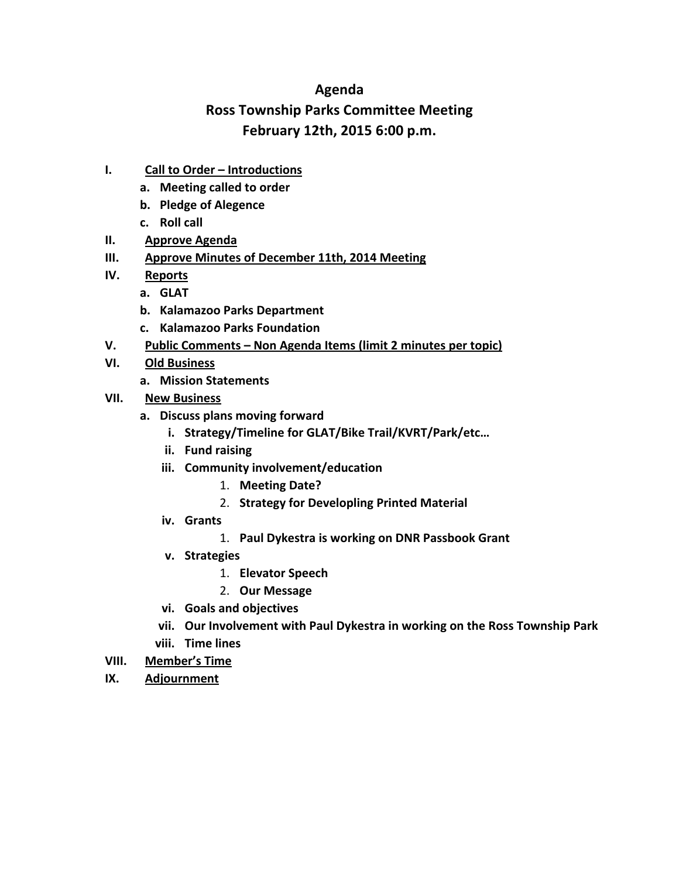# Agenda
# Ross Township Parks Committee Meeting
# February 12th, 2015 6:00 p.m.

**I. <u>Call to Order – Introductions</u>**

- **a. Meeting called to order**
- **b. Pledge of Alegence**
- **c. Roll call**

**II. <u>Approve Agenda</u>**

**III. <u>Approve Minutes of December 11th, 2014 Meeting</u>**

**IV. <u>Reports</u>**

- **a. GLAT**
- **b. Kalamazoo Parks Department**
- **c. Kalamazoo Parks Foundation**

**V. <u>Public Comments – Non Agenda Items (limit 2 minutes per topic)</u>**

**VI. <u>Old Business</u>**

- **a. Mission Statements**

**VII. <u>New Business</u>**

- **a. Discuss plans moving forward**
  - **i. Strategy/Timeline for GLAT/Bike Trail/KVRT/Park/etc…**
  - **ii. Fund raising**
  - **iii. Community involvement/education**
    1. **Meeting Date?**
    2. **Strategy for Developling Printed Material**
  - **iv. Grants**
    1. **Paul Dykestra is working on DNR Passbook Grant**
  - **v. Strategies**
    1. **Elevator Speech**
    2. **Our Message**
  - **vi. Goals and objectives**
  - **vii. Our Involvement with Paul Dykestra in working on the Ross Township Park**
  - **viii. Time lines**

**VIII. <u>Member's Time</u>**

**IX. <u>Adjournment</u>**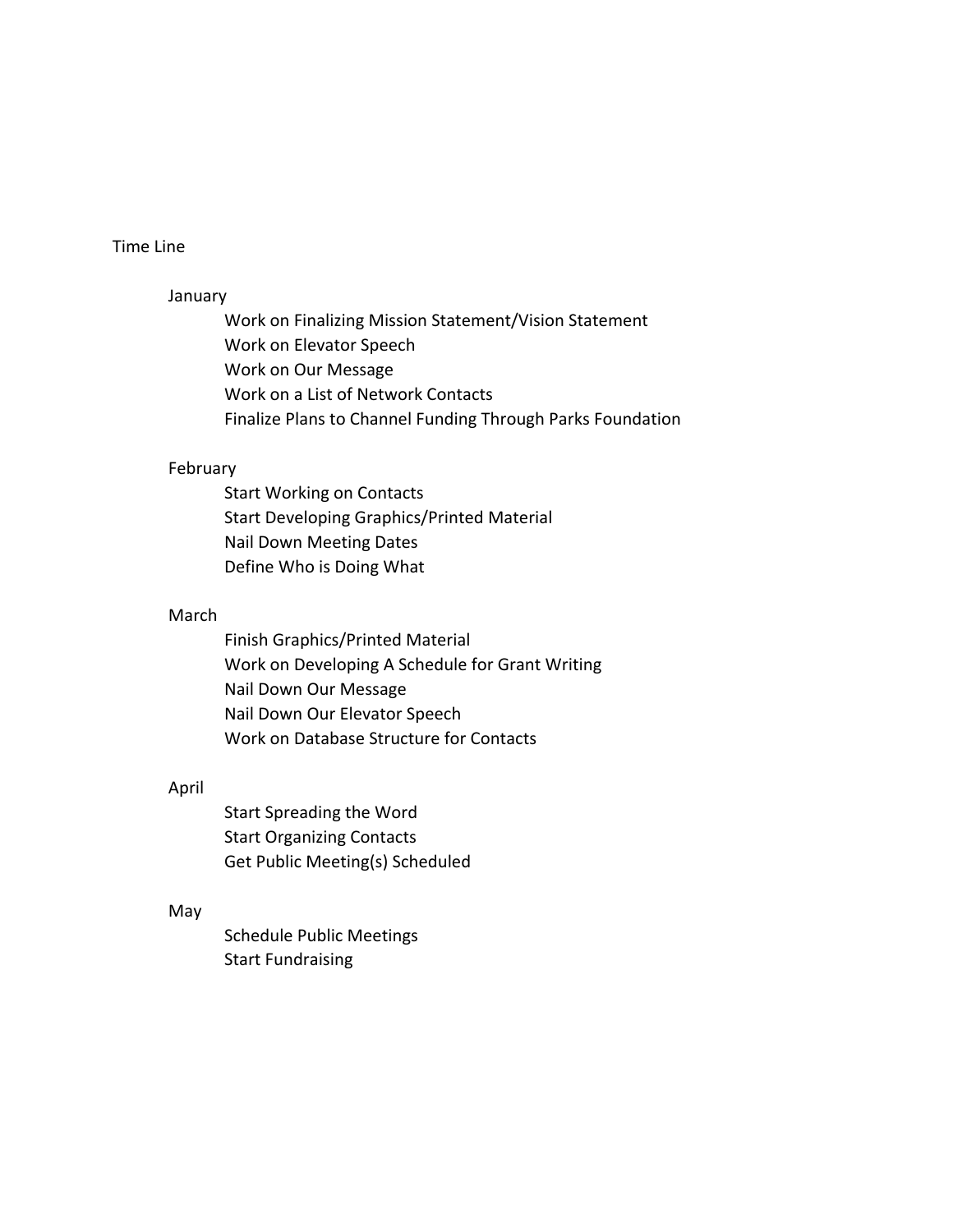## Time Line

### January

- Work on Finalizing Mission Statement/Vision Statement
- Work on Elevator Speech
- Work on Our Message
- Work on a List of Network Contacts
- Finalize Plans to Channel Funding Through Parks Foundation

### February

- Start Working on Contacts
- Start Developing Graphics/Printed Material
- Nail Down Meeting Dates
- Define Who is Doing What

### March

- Finish Graphics/Printed Material
- Work on Developing A Schedule for Grant Writing
- Nail Down Our Message
- Nail Down Our Elevator Speech
- Work on Database Structure for Contacts

### April

- Start Spreading the Word
- Start Organizing Contacts
- Get Public Meeting(s) Scheduled

### May

- Schedule Public Meetings
- Start Fundraising